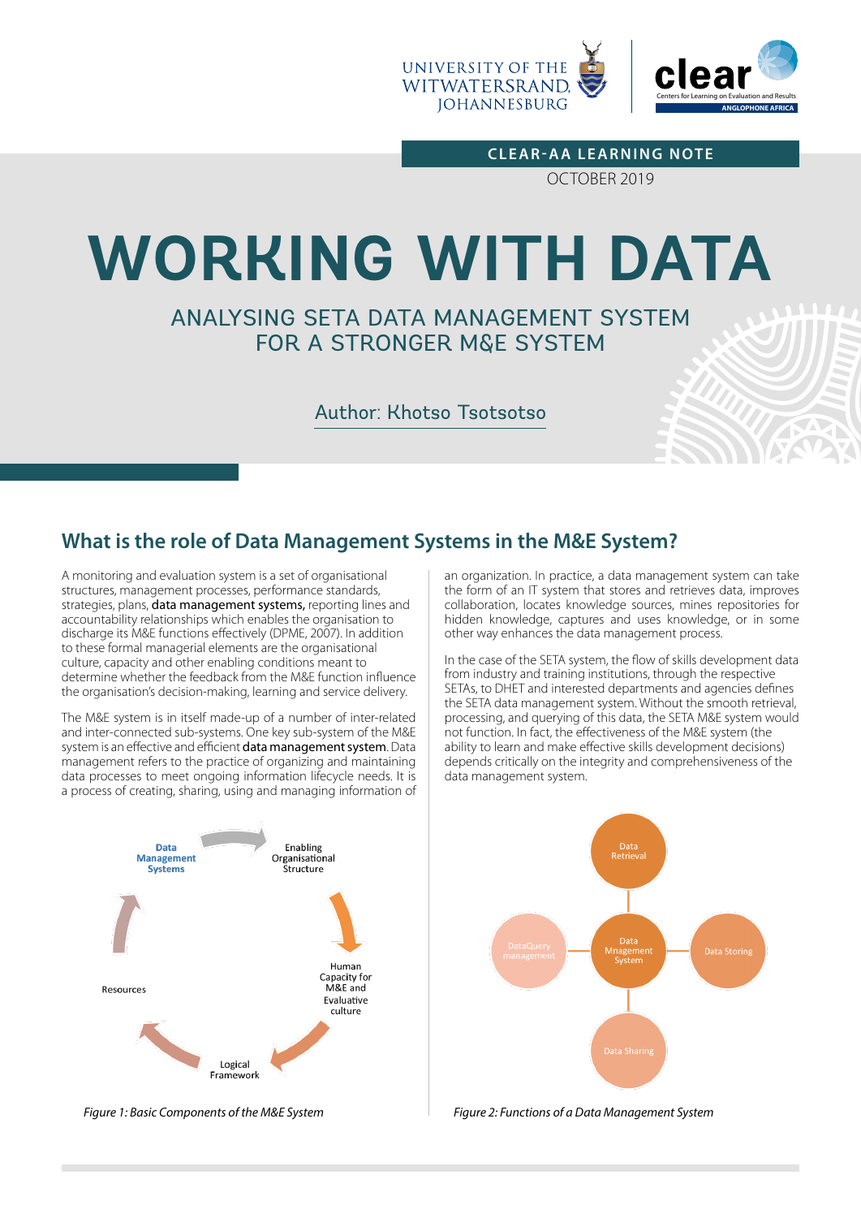CLEAR-AA LEARNING NOTE

OCTOBER 2019

# WORKING WITH DATA

## ANALYSING SETA DATA MANAGEMENT SYSTEM FOR A STRONGER M&E SYSTEM

Author: Khotso Tsotsotso

## What is the role of Data Management Systems in the M&E System?

A monitoring and evaluation system is a set of organisational structures, management processes, performance standards, strategies, plans, **data management systems,** reporting lines and accountability relationships which enables the organisation to discharge its M&E functions effectively (DPME, 2007). In addition to these formal managerial elements are the organisational culture, capacity and other enabling conditions meant to determine whether the feedback from the M&E function influence the organisation's decision-making, learning and service delivery.

The M&E system is in itself made-up of a number of inter-related and inter-connected sub-systems. One key sub-system of the M&E system is an effective and efficient **data management system**. Data management refers to the practice of organizing and maintaining data processes to meet ongoing information lifecycle needs. It is a process of creating, sharing, using and managing information of an organization. In practice, a data management system can take the form of an IT system that stores and retrieves data, improves collaboration, locates knowledge sources, mines repositories for hidden knowledge, captures and uses knowledge, or in some other way enhances the data management process.

In the case of the SETA system, the flow of skills development data from industry and training institutions, through the respective SETAs, to DHET and interested departments and agencies defines the SETA data management system. Without the smooth retrieval, processing, and querying of this data, the SETA M&E system would not function. In fact, the effectiveness of the M&E system (the ability to learn and make effective skills development decisions) depends critically on the integrity and comprehensiveness of the data management system.

Data Management Systems → Enabling Organisational Structure → Human Capacity for M&E and Evaluative culture → Logical Framework → Resources → Data Management Systems

*Figure 1: Basic Components of the M&E System*

Data Mnagement System: Data Retrieval, Data Storing, Data Sharing, DataQuery management

*Figure 2: Functions of a Data Management System*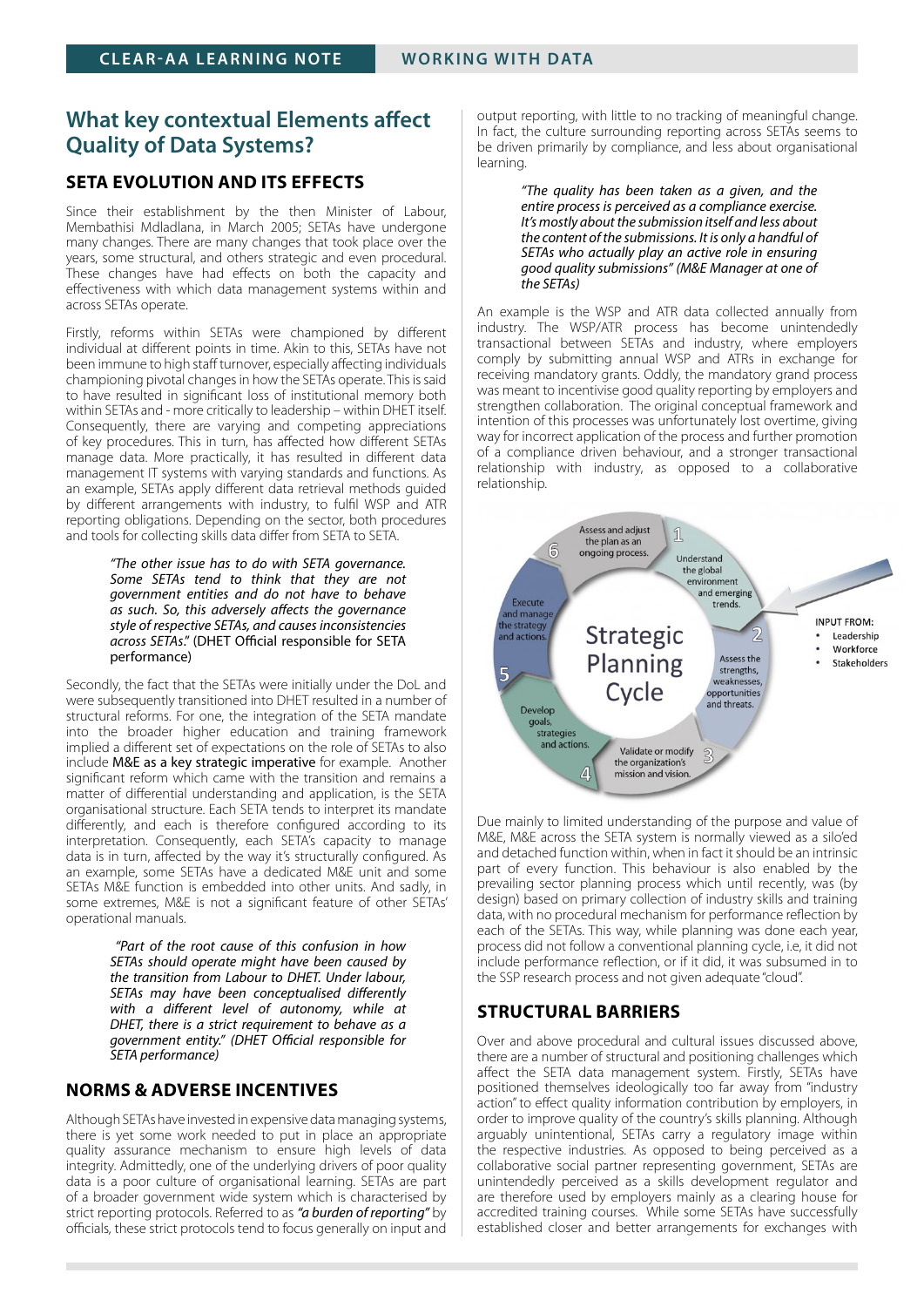## What key contextual Elements affect Quality of Data Systems?

### SETA EVOLUTION AND ITS EFFECTS

Since their establishment by the then Minister of Labour, Membathisi Mdladlana, in March 2005; SETAs have undergone many changes. There are many changes that took place over the years, some structural, and others strategic and even procedural. These changes have had effects on both the capacity and effectiveness with which data management systems within and across SETAs operate.

Firstly, reforms within SETAs were championed by different individual at different points in time. Akin to this, SETAs have not been immune to high staff turnover, especially affecting individuals championing pivotal changes in how the SETAs operate. This is said to have resulted in significant loss of institutional memory both within SETAs and - more critically to leadership – within DHET itself. Consequently, there are varying and competing appreciations of key procedures. This in turn, has affected how different SETAs manage data. More practically, it has resulted in different data management IT systems with varying standards and functions. As an example, SETAs apply different data retrieval methods guided by different arrangements with industry, to fulfil WSP and ATR reporting obligations. Depending on the sector, both procedures and tools for collecting skills data differ from SETA to SETA.

> *"The other issue has to do with SETA governance. Some SETAs tend to think that they are not government entities and do not have to behave as such. So, this adversely affects the governance style of respective SETAs, and causes inconsistencies across SETAs."* (DHET Official responsible for SETA performance)

Secondly, the fact that the SETAs were initially under the DoL and were subsequently transitioned into DHET resulted in a number of structural reforms. For one, the integration of the SETA mandate into the broader higher education and training framework implied a different set of expectations on the role of SETAs to also include M&E as a key strategic imperative for example. Another significant reform which came with the transition and remains a matter of differential understanding and application, is the SETA organisational structure. Each SETA tends to interpret its mandate differently, and each is therefore configured according to its interpretation. Consequently, each SETA's capacity to manage data is in turn, affected by the way it's structurally configured. As an example, some SETAs have a dedicated M&E unit and some SETAs M&E function is embedded into other units. And sadly, in some extremes, M&E is not a significant feature of other SETAs' operational manuals.

> *"Part of the root cause of this confusion in how SETAs should operate might have been caused by the transition from Labour to DHET. Under labour, SETAs may have been conceptualised differently with a different level of autonomy, while at DHET, there is a strict requirement to behave as a government entity." (DHET Official responsible for SETA performance)*

### NORMS & ADVERSE INCENTIVES

Although SETAs have invested in expensive data managing systems, there is yet some work needed to put in place an appropriate quality assurance mechanism to ensure high levels of data integrity. Admittedly, one of the underlying drivers of poor quality data is a poor culture of organisational learning. SETAs are part of a broader government wide system which is characterised by strict reporting protocols. Referred to as *"a burden of reporting"* by officials, these strict protocols tend to focus generally on input and output reporting, with little to no tracking of meaningful change. In fact, the culture surrounding reporting across SETAs seems to be driven primarily by compliance, and less about organisational learning.

> *"The quality has been taken as a given, and the entire process is perceived as a compliance exercise. It's mostly about the submission itself and less about the content of the submissions. It is only a handful of SETAs who actually play an active role in ensuring good quality submissions" (M&E Manager at one of the SETAs)*

An example is the WSP and ATR data collected annually from industry. The WSP/ATR process has become unintendedly transactional between SETAs and industry, where employers comply by submitting annual WSP and ATRs in exchange for receiving mandatory grants. Oddly, the mandatory grand process was meant to incentivise good quality reporting by employers and strengthen collaboration. The original conceptual framework and intention of this processes was unfortunately lost overtime, giving way for incorrect application of the process and further promotion of a compliance driven behaviour, and a stronger transactional relationship with industry, as opposed to a collaborative relationship.

Strategic Planning Cycle

1. Understand the global environment and emerging trends.
2. Assess the strengths, weaknesses, opportunities and threats.
3. Validate or modify the organization's mission and vision.
4. Develop goals, strategies and actions.
5. Execute and manage the strategy and actions.
6. Assess and adjust the plan as an ongoing process.

INPUT FROM:
- Leadership
- Workforce
- Stakeholders

Due mainly to limited understanding of the purpose and value of M&E, M&E across the SETA system is normally viewed as a silo'ed and detached function within, when in fact it should be an intrinsic part of every function. This behaviour is also enabled by the prevailing sector planning process which until recently, was (by design) based on primary collection of industry skills and training data, with no procedural mechanism for performance reflection by each of the SETAs. This way, while planning was done each year, process did not follow a conventional planning cycle, i.e, it did not include performance reflection, or if it did, it was subsumed in to the SSP research process and not given adequate "cloud".

### STRUCTURAL BARRIERS

Over and above procedural and cultural issues discussed above, there are a number of structural and positioning challenges which affect the SETA data management system. Firstly, SETAs have positioned themselves ideologically too far away from "industry action" to effect quality information contribution by employers, in order to improve quality of the country's skills planning. Although arguably unintentional, SETAs carry a regulatory image within the respective industries. As opposed to being perceived as a collaborative social partner representing government, SETAs are unintendedly perceived as a skills development regulator and are therefore used by employers mainly as a clearing house for accredited training courses. While some SETAs have successfully established closer and better arrangements for exchanges with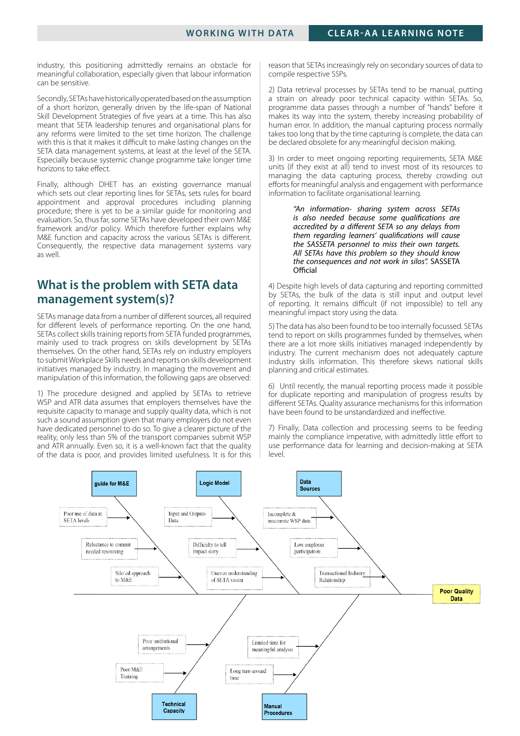industry, this positioning admittedly remains an obstacle for meaningful collaboration, especially given that labour information can be sensitive.

Secondly, SETAs have historically operated based on the assumption of a short horizon, generally driven by the life-span of National Skill Development Strategies of five years at a time. This has also meant that SETA leadership tenures and organisational plans for any reforms were limited to the set time horizon. The challenge with this is that it makes it difficult to make lasting changes on the SETA data management systems, at least at the level of the SETA. Especially because systemic change programme take longer time horizons to take effect.

Finally, although DHET has an existing governance manual which sets out clear reporting lines for SETAs, sets rules for board appointment and approval procedures including planning procedure; there is yet to be a similar guide for monitoring and evaluation. So, thus far, some SETAs have developed their own M&E framework and/or policy. Which therefore further explains why M&E function and capacity across the various SETAs is different. Consequently, the respective data management systems vary as well.

## What is the problem with SETA data management system(s)?

SETAs manage data from a number of different sources, all required for different levels of performance reporting. On the one hand, SETAs collect skills training reports from SETA funded programmes, mainly used to track progress on skills development by SETAs themselves. On the other hand, SETAs rely on industry employers to submit Workplace Skills needs and reports on skills development initiatives managed by industry. In managing the movement and manipulation of this information, the following gaps are observed:

1) The procedure designed and applied by SETAs to retrieve WSP and ATR data assumes that employers themselves have the requisite capacity to manage and supply quality data, which is not such a sound assumption given that many employers do not even have dedicated personnel to do so. To give a clearer picture of the reality, only less than 5% of the transport companies submit WSP and ATR annually. Even so, it is a well-known fact that the quality of the data is poor, and provides limited usefulness. It is for this reason that SETAs increasingly rely on secondary sources of data to compile respective SSPs.

2) Data retrieval processes by SETAs tend to be manual, putting a strain on already poor technical capacity within SETAs. So, programme data passes through a number of "hands" before it makes its way into the system, thereby increasing probability of human error. In addition, the manual capturing process normally takes too long that by the time capturing is complete, the data can be declared obsolete for any meaningful decision making.

3) In order to meet ongoing reporting requirements, SETA M&E units (if they exist at all) tend to invest most of its resources to managing the data capturing process, thereby crowding out efforts for meaningful analysis and engagement with performance information to facilitate organisational learning.

> *"An information- sharing system across SETAs is also needed because some qualifications are accredited by a different SETA so any delays from them regarding learners' qualifications will cause the SASSETA personnel to miss their own targets. All SETAs have this problem so they should know the consequences and not work in silos".* SASSETA Official

4) Despite high levels of data capturing and reporting committed by SETAs, the bulk of the data is still input and output level of reporting. It remains difficult (if not impossible) to tell any meaningful impact story using the data.

5) The data has also been found to be too internally focussed. SETAs tend to report on skills programmes funded by themselves, when there are a lot more skills initiatives managed independently by industry. The current mechanism does not adequately capture industry skills information. This therefore skews national skills planning and critical estimates.

6) Until recently, the manual reporting process made it possible for duplicate reporting and manipulation of progress results by different SETAs. Quality assurance mechanisms for this information have been found to be unstandardized and ineffective.

7) Finally, Data collection and processing seems to be feeding mainly the compliance imperative, with admittedly little effort to use performance data for learning and decision-making at SETA level.

**Poor Quality Data** (cause-and-effect diagram):

- **guide for M&E**
  - Poor use of data at SETA levels
  - Reluctance to commit needed resourcing
  - Silo'ed approach to M&E
- **Logic Model**
  - Input and Outputs Data
  - Difficulty to tell impact story
  - Uneven understanding of SETA vision
- **Data Sources**
  - Incomplete & inaccurate WSP data
  - Low employer participation
  - Transactional Industry Relationship
- **Technical Capacity**
  - Poor institutional arrangements
  - Poor M&E Training
- **Manual Procedures**
  - Limited time for meaningful analysis
  - Long turn-around time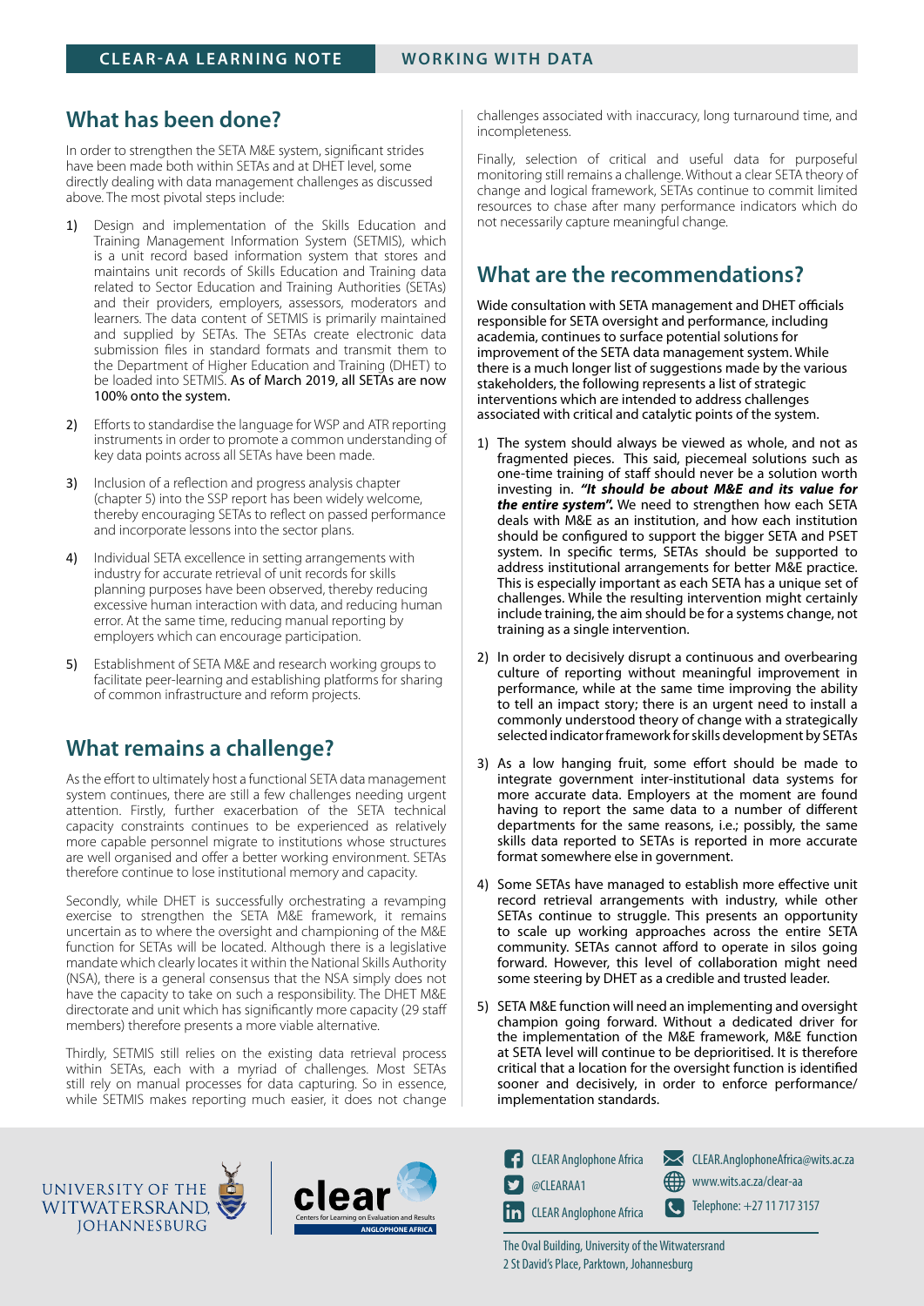## What has been done?

In order to strengthen the SETA M&E system, significant strides have been made both within SETAs and at DHET level, some directly dealing with data management challenges as discussed above. The most pivotal steps include:

1) Design and implementation of the Skills Education and Training Management Information System (SETMIS), which is a unit record based information system that stores and maintains unit records of Skills Education and Training data related to Sector Education and Training Authorities (SETAs) and their providers, employers, assessors, moderators and learners. The data content of SETMIS is primarily maintained and supplied by SETAs. The SETAs create electronic data submission files in standard formats and transmit them to the Department of Higher Education and Training (DHET) to be loaded into SETMIS. As of March 2019, all SETAs are now 100% onto the system.
2) Efforts to standardise the language for WSP and ATR reporting instruments in order to promote a common understanding of key data points across all SETAs have been made.
3) Inclusion of a reflection and progress analysis chapter (chapter 5) into the SSP report has been widely welcome, thereby encouraging SETAs to reflect on passed performance and incorporate lessons into the sector plans.
4) Individual SETA excellence in setting arrangements with industry for accurate retrieval of unit records for skills planning purposes have been observed, thereby reducing excessive human interaction with data, and reducing human error. At the same time, reducing manual reporting by employers which can encourage participation.
5) Establishment of SETA M&E and research working groups to facilitate peer-learning and establishing platforms for sharing of common infrastructure and reform projects.

## What remains a challenge?

As the effort to ultimately host a functional SETA data management system continues, there are still a few challenges needing urgent attention. Firstly, further exacerbation of the SETA technical capacity constraints continues to be experienced as relatively more capable personnel migrate to institutions whose structures are well organised and offer a better working environment. SETAs therefore continue to lose institutional memory and capacity.

Secondly, while DHET is successfully orchestrating a revamping exercise to strengthen the SETA M&E framework, it remains uncertain as to where the oversight and championing of the M&E function for SETAs will be located. Although there is a legislative mandate which clearly locates it within the National Skills Authority (NSA), there is a general consensus that the NSA simply does not have the capacity to take on such a responsibility. The DHET M&E directorate and unit which has significantly more capacity (29 staff members) therefore presents a more viable alternative.

Thirdly, SETMIS still relies on the existing data retrieval process within SETAs, each with a myriad of challenges. Most SETAs still rely on manual processes for data capturing. So in essence, while SETMIS makes reporting much easier, it does not change challenges associated with inaccuracy, long turnaround time, and incompleteness.

Finally, selection of critical and useful data for purposeful monitoring still remains a challenge. Without a clear SETA theory of change and logical framework, SETAs continue to commit limited resources to chase after many performance indicators which do not necessarily capture meaningful change.

## What are the recommendations?

Wide consultation with SETA management and DHET officials responsible for SETA oversight and performance, including academia, continues to surface potential solutions for improvement of the SETA data management system. While there is a much longer list of suggestions made by the various stakeholders, the following represents a list of strategic interventions which are intended to address challenges associated with critical and catalytic points of the system.

1) The system should always be viewed as whole, and not as fragmented pieces. This said, piecemeal solutions such as one-time training of staff should never be a solution worth investing in. ***"It should be about M&E and its value for the entire system".*** We need to strengthen how each SETA deals with M&E as an institution, and how each institution should be configured to support the bigger SETA and PSET system. In specific terms, SETAs should be supported to address institutional arrangements for better M&E practice. This is especially important as each SETA has a unique set of challenges. While the resulting intervention might certainly include training, the aim should be for a systems change, not training as a single intervention.
2) In order to decisively disrupt a continuous and overbearing culture of reporting without meaningful improvement in performance, while at the same time improving the ability to tell an impact story; there is an urgent need to install a commonly understood theory of change with a strategically selected indicator framework for skills development by SETAs
3) As a low hanging fruit, some effort should be made to integrate government inter-institutional data systems for more accurate data. Employers at the moment are found having to report the same data to a number of different departments for the same reasons, i.e.; possibly, the same skills data reported to SETAs is reported in more accurate format somewhere else in government.
4) Some SETAs have managed to establish more effective unit record retrieval arrangements with industry, while other SETAs continue to struggle. This presents an opportunity to scale up working approaches across the entire SETA community. SETAs cannot afford to operate in silos going forward. However, this level of collaboration might need some steering by DHET as a credible and trusted leader.
5) SETA M&E function will need an implementing and oversight champion going forward. Without a dedicated driver for the implementation of the M&E framework, M&E function at SETA level will continue to be deprioritised. It is therefore critical that a location for the oversight function is identified sooner and decisively, in order to enforce performance/implementation standards.

University of the Witwatersrand, Johannesburg

clear – Centers for Learning on Evaluation and Results – Anglophone Africa

CLEAR Anglophone Africa

@CLEARAA1

CLEAR Anglophone Africa

CLEAR.AnglophoneAfrica@wits.ac.za

www.wits.ac.za/clear-aa

Telephone: +27 11 717 3157

The Oval Building, University of the Witwatersrand
2 St David's Place, Parktown, Johannesburg